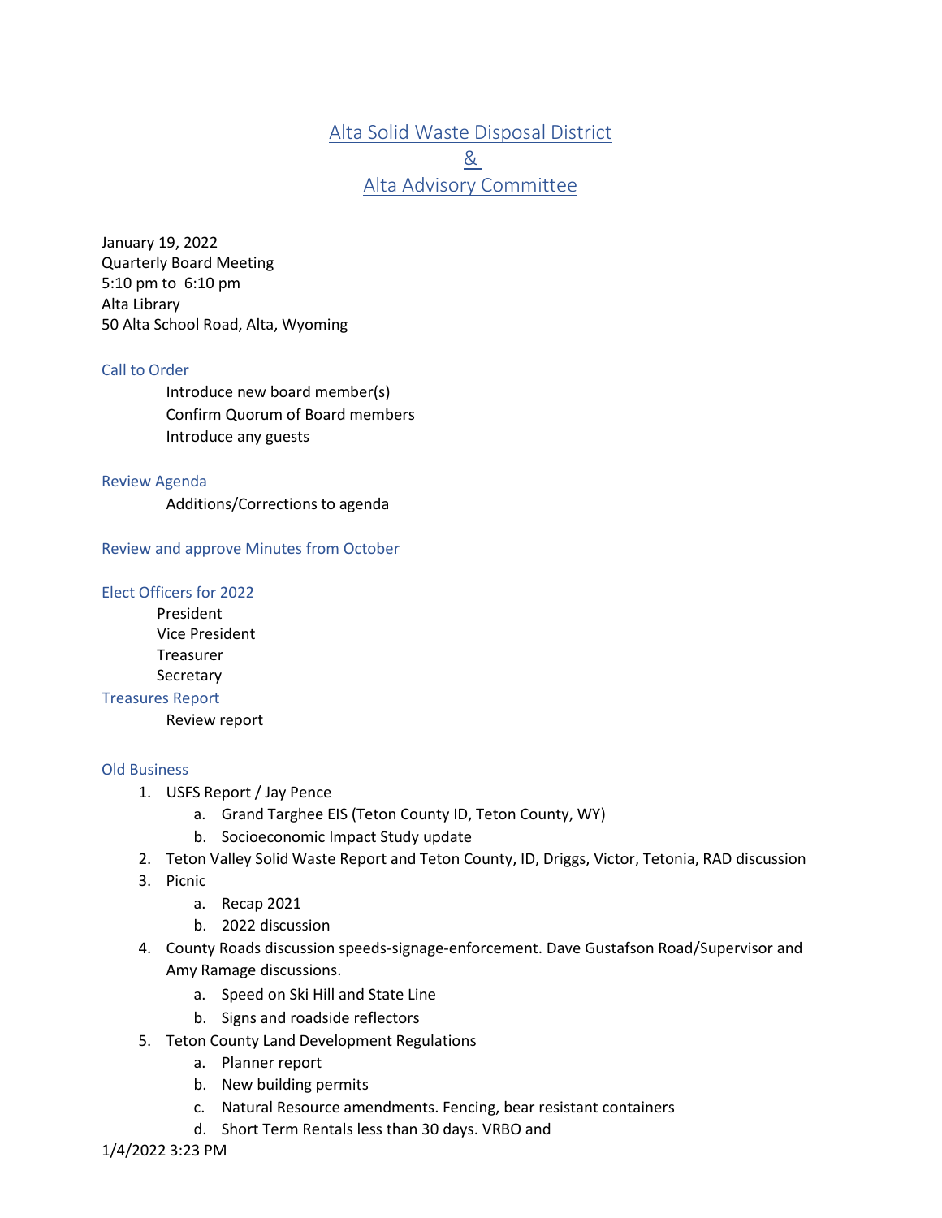# Alta Solid Waste Disposal District
# &
# Alta Advisory Committee

January 19, 2022
Quarterly Board Meeting
5:10 pm to 6:10 pm
Alta Library
50 Alta School Road, Alta, Wyoming

## Call to Order

Introduce new board member(s)
Confirm Quorum of Board members
Introduce any guests

## Review Agenda

Additions/Corrections to agenda

## Review and approve Minutes from October

## Elect Officers for 2022

President
Vice President
Treasurer
Secretary

## Treasures Report

Review report

## Old Business

1. USFS Report / Jay Pence
   a. Grand Targhee EIS (Teton County ID, Teton County, WY)
   b. Socioeconomic Impact Study update
2. Teton Valley Solid Waste Report and Teton County, ID, Driggs, Victor, Tetonia, RAD discussion
3. Picnic
   a. Recap 2021
   b. 2022 discussion
4. County Roads discussion speeds-signage-enforcement. Dave Gustafson Road/Supervisor and Amy Ramage discussions.
   a. Speed on Ski Hill and State Line
   b. Signs and roadside reflectors
5. Teton County Land Development Regulations
   a. Planner report
   b. New building permits
   c. Natural Resource amendments. Fencing, bear resistant containers
   d. Short Term Rentals less than 30 days. VRBO and

1/4/2022 3:23 PM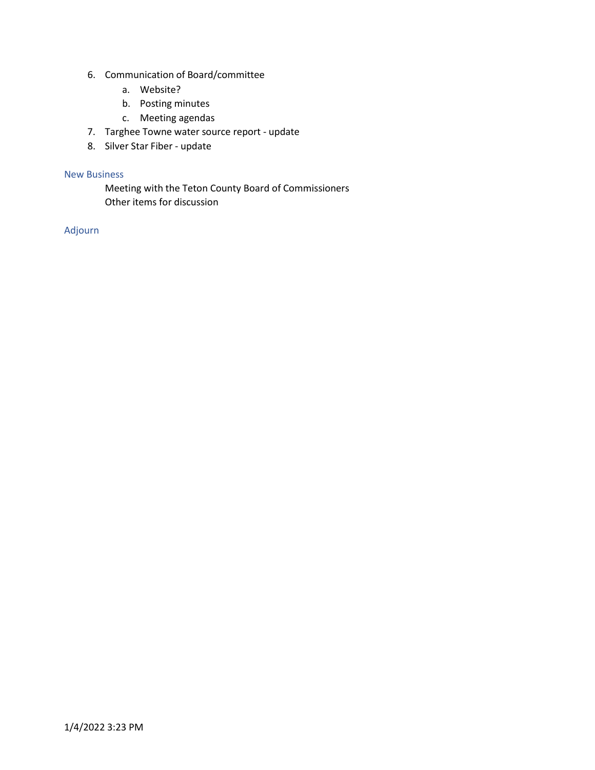6. Communication of Board/committee
    a. Website?
    b. Posting minutes
    c. Meeting agendas
7. Targhee Towne water source report - update
8. Silver Star Fiber - update

## New Business

Meeting with the Teton County Board of Commissioners
Other items for discussion

## Adjourn

1/4/2022 3:23 PM